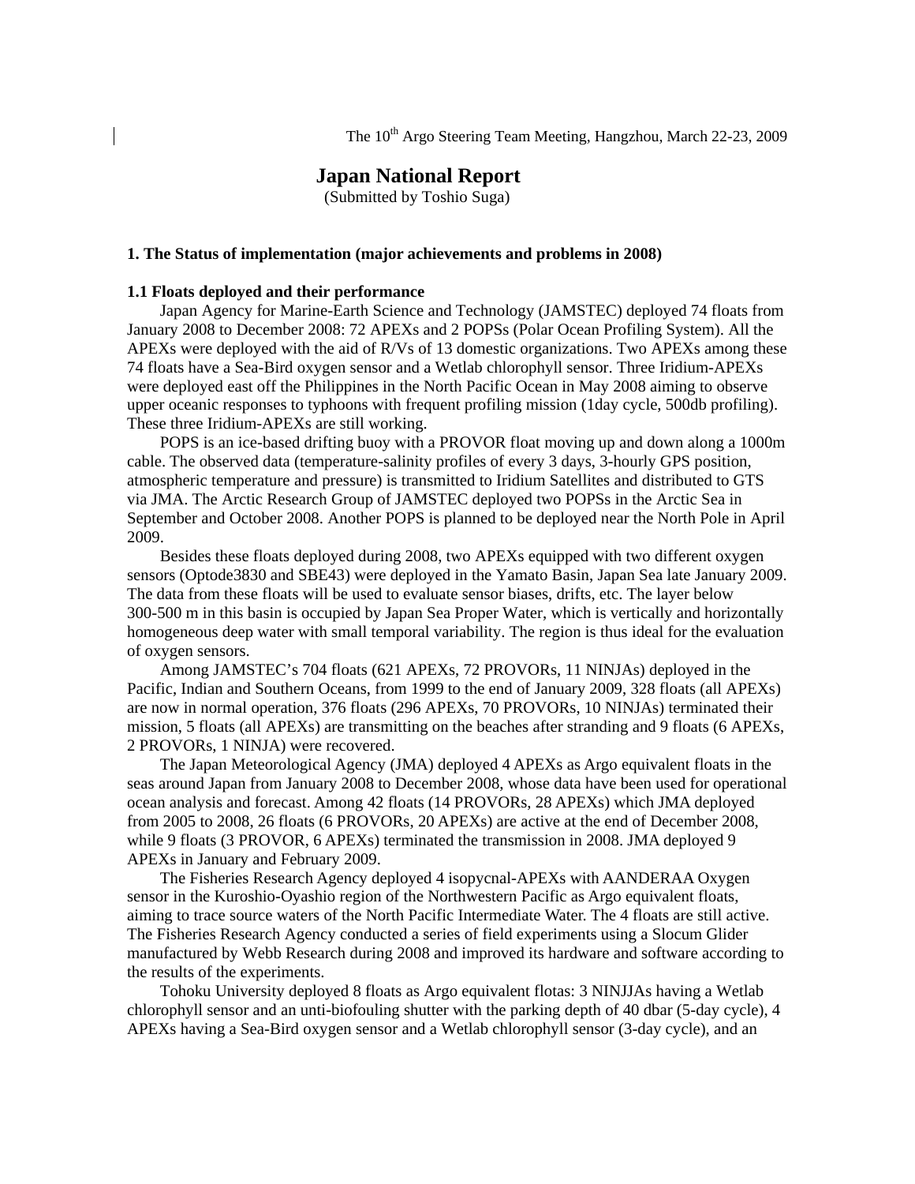The 10th Argo Steering Team Meeting, Hangzhou, March 22-23, 2009

# Japan National Report

(Submitted by Toshio Suga)

## 1. The Status of implementation (major achievements and problems in 2008)

### 1.1 Floats deployed and their performance

Japan Agency for Marine-Earth Science and Technology (JAMSTEC) deployed 74 floats from January 2008 to December 2008: 72 APEXs and 2 POPSs (Polar Ocean Profiling System). All the APEXs were deployed with the aid of R/Vs of 13 domestic organizations. Two APEXs among these 74 floats have a Sea-Bird oxygen sensor and a Wetlab chlorophyll sensor. Three Iridium-APEXs were deployed east off the Philippines in the North Pacific Ocean in May 2008 aiming to observe upper oceanic responses to typhoons with frequent profiling mission (1day cycle, 500db profiling). These three Iridium-APEXs are still working.

POPS is an ice-based drifting buoy with a PROVOR float moving up and down along a 1000m cable. The observed data (temperature-salinity profiles of every 3 days, 3-hourly GPS position, atmospheric temperature and pressure) is transmitted to Iridium Satellites and distributed to GTS via JMA. The Arctic Research Group of JAMSTEC deployed two POPSs in the Arctic Sea in September and October 2008. Another POPS is planned to be deployed near the North Pole in April 2009.

Besides these floats deployed during 2008, two APEXs equipped with two different oxygen sensors (Optode3830 and SBE43) were deployed in the Yamato Basin, Japan Sea late January 2009. The data from these floats will be used to evaluate sensor biases, drifts, etc. The layer below 300-500 m in this basin is occupied by Japan Sea Proper Water, which is vertically and horizontally homogeneous deep water with small temporal variability. The region is thus ideal for the evaluation of oxygen sensors.

Among JAMSTEC's 704 floats (621 APEXs, 72 PROVORs, 11 NINJAs) deployed in the Pacific, Indian and Southern Oceans, from 1999 to the end of January 2009, 328 floats (all APEXs) are now in normal operation, 376 floats (296 APEXs, 70 PROVORs, 10 NINJAs) terminated their mission, 5 floats (all APEXs) are transmitting on the beaches after stranding and 9 floats (6 APEXs, 2 PROVORs, 1 NINJA) were recovered.

The Japan Meteorological Agency (JMA) deployed 4 APEXs as Argo equivalent floats in the seas around Japan from January 2008 to December 2008, whose data have been used for operational ocean analysis and forecast. Among 42 floats (14 PROVORs, 28 APEXs) which JMA deployed from 2005 to 2008, 26 floats (6 PROVORs, 20 APEXs) are active at the end of December 2008, while 9 floats (3 PROVOR, 6 APEXs) terminated the transmission in 2008. JMA deployed 9 APEXs in January and February 2009.

The Fisheries Research Agency deployed 4 isopycnal-APEXs with AANDERAA Oxygen sensor in the Kuroshio-Oyashio region of the Northwestern Pacific as Argo equivalent floats, aiming to trace source waters of the North Pacific Intermediate Water. The 4 floats are still active. The Fisheries Research Agency conducted a series of field experiments using a Slocum Glider manufactured by Webb Research during 2008 and improved its hardware and software according to the results of the experiments.

Tohoku University deployed 8 floats as Argo equivalent flotas: 3 NINJJAs having a Wetlab chlorophyll sensor and an unti-biofouling shutter with the parking depth of 40 dbar (5-day cycle), 4 APEXs having a Sea-Bird oxygen sensor and a Wetlab chlorophyll sensor (3-day cycle), and an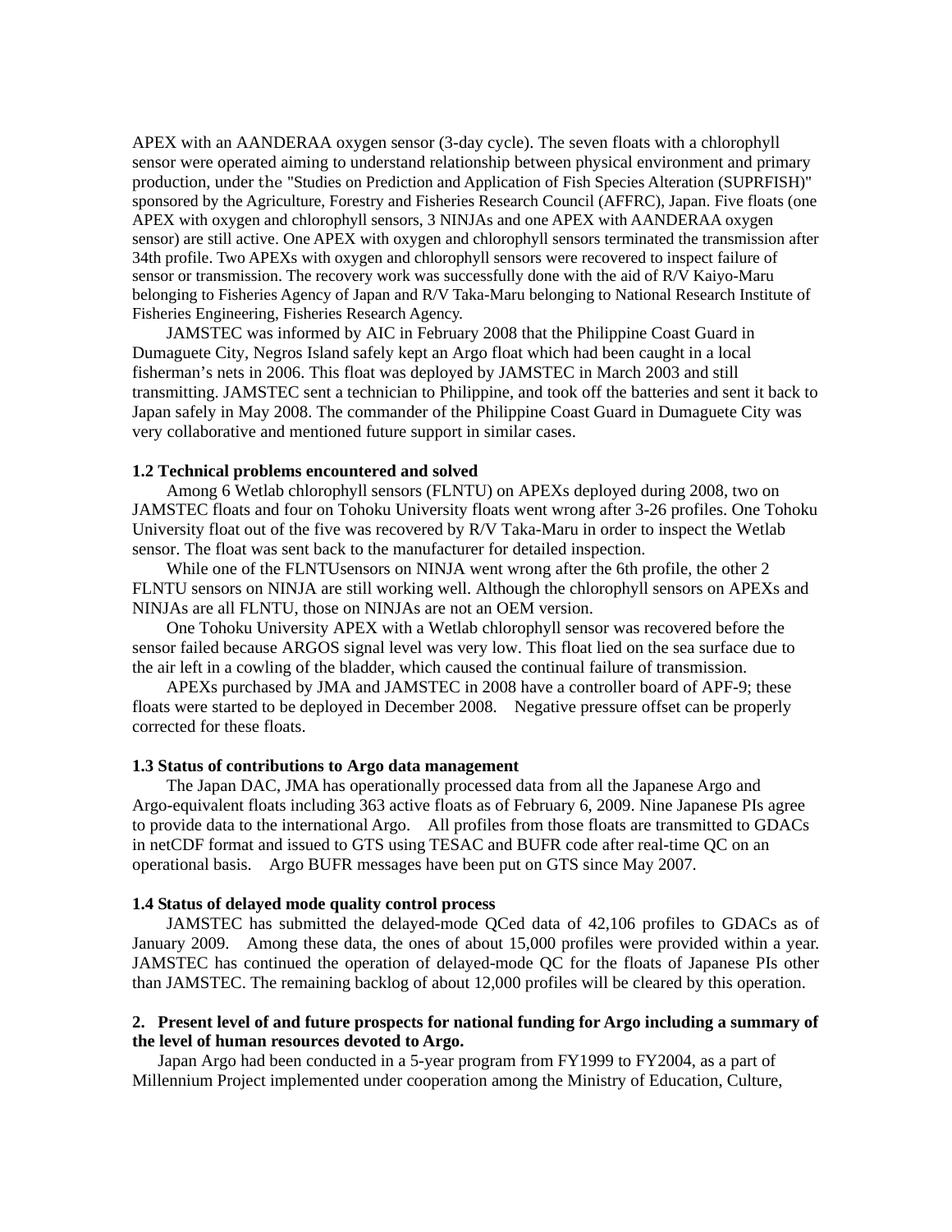APEX with an AANDERAA oxygen sensor (3-day cycle). The seven floats with a chlorophyll sensor were operated aiming to understand relationship between physical environment and primary production, under the "Studies on Prediction and Application of Fish Species Alteration (SUPRFISH)" sponsored by the Agriculture, Forestry and Fisheries Research Council (AFFRC), Japan. Five floats (one APEX with oxygen and chlorophyll sensors, 3 NINJAs and one APEX with AANDERAA oxygen sensor) are still active. One APEX with oxygen and chlorophyll sensors terminated the transmission after 34th profile. Two APEXs with oxygen and chlorophyll sensors were recovered to inspect failure of sensor or transmission. The recovery work was successfully done with the aid of R/V Kaiyo-Maru belonging to Fisheries Agency of Japan and R/V Taka-Maru belonging to National Research Institute of Fisheries Engineering, Fisheries Research Agency.

JAMSTEC was informed by AIC in February 2008 that the Philippine Coast Guard in Dumaguete City, Negros Island safely kept an Argo float which had been caught in a local fisherman's nets in 2006. This float was deployed by JAMSTEC in March 2003 and still transmitting. JAMSTEC sent a technician to Philippine, and took off the batteries and sent it back to Japan safely in May 2008. The commander of the Philippine Coast Guard in Dumaguete City was very collaborative and mentioned future support in similar cases.

**1.2 Technical problems encountered and solved**

Among 6 Wetlab chlorophyll sensors (FLNTU) on APEXs deployed during 2008, two on JAMSTEC floats and four on Tohoku University floats went wrong after 3-26 profiles. One Tohoku University float out of the five was recovered by R/V Taka-Maru in order to inspect the Wetlab sensor. The float was sent back to the manufacturer for detailed inspection.

While one of the FLNTUsensors on NINJA went wrong after the 6th profile, the other 2 FLNTU sensors on NINJA are still working well. Although the chlorophyll sensors on APEXs and NINJAs are all FLNTU, those on NINJAs are not an OEM version.

One Tohoku University APEX with a Wetlab chlorophyll sensor was recovered before the sensor failed because ARGOS signal level was very low. This float lied on the sea surface due to the air left in a cowling of the bladder, which caused the continual failure of transmission.

APEXs purchased by JMA and JAMSTEC in 2008 have a controller board of APF-9; these floats were started to be deployed in December 2008. Negative pressure offset can be properly corrected for these floats.

**1.3 Status of contributions to Argo data management**

The Japan DAC, JMA has operationally processed data from all the Japanese Argo and Argo-equivalent floats including 363 active floats as of February 6, 2009. Nine Japanese PIs agree to provide data to the international Argo. All profiles from those floats are transmitted to GDACs in netCDF format and issued to GTS using TESAC and BUFR code after real-time QC on an operational basis. Argo BUFR messages have been put on GTS since May 2007.

**1.4 Status of delayed mode quality control process**

JAMSTEC has submitted the delayed-mode QCed data of 42,106 profiles to GDACs as of January 2009. Among these data, the ones of about 15,000 profiles were provided within a year. JAMSTEC has continued the operation of delayed-mode QC for the floats of Japanese PIs other than JAMSTEC. The remaining backlog of about 12,000 profiles will be cleared by this operation.

**2. Present level of and future prospects for national funding for Argo including a summary of the level of human resources devoted to Argo.**

Japan Argo had been conducted in a 5-year program from FY1999 to FY2004, as a part of Millennium Project implemented under cooperation among the Ministry of Education, Culture,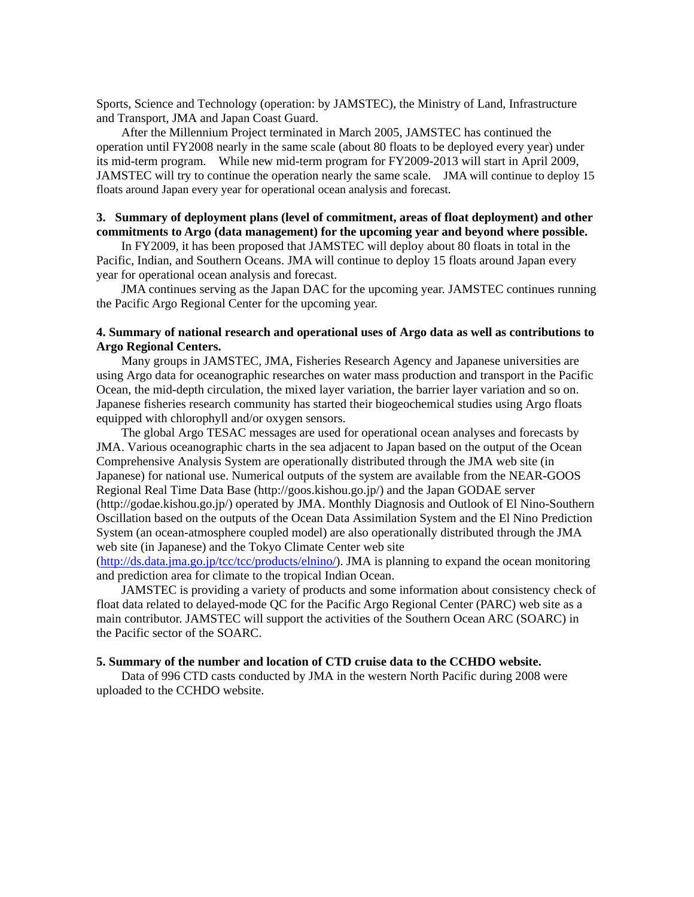Sports, Science and Technology (operation: by JAMSTEC), the Ministry of Land, Infrastructure and Transport, JMA and Japan Coast Guard.

After the Millennium Project terminated in March 2005, JAMSTEC has continued the operation until FY2008 nearly in the same scale (about 80 floats to be deployed every year) under its mid-term program. While new mid-term program for FY2009-2013 will start in April 2009, JAMSTEC will try to continue the operation nearly the same scale. JMA will continue to deploy 15 floats around Japan every year for operational ocean analysis and forecast.

**3. Summary of deployment plans (level of commitment, areas of float deployment) and other commitments to Argo (data management) for the upcoming year and beyond where possible.**

In FY2009, it has been proposed that JAMSTEC will deploy about 80 floats in total in the Pacific, Indian, and Southern Oceans. JMA will continue to deploy 15 floats around Japan every year for operational ocean analysis and forecast.

JMA continues serving as the Japan DAC for the upcoming year. JAMSTEC continues running the Pacific Argo Regional Center for the upcoming year.

**4. Summary of national research and operational uses of Argo data as well as contributions to Argo Regional Centers.**

Many groups in JAMSTEC, JMA, Fisheries Research Agency and Japanese universities are using Argo data for oceanographic researches on water mass production and transport in the Pacific Ocean, the mid-depth circulation, the mixed layer variation, the barrier layer variation and so on. Japanese fisheries research community has started their biogeochemical studies using Argo floats equipped with chlorophyll and/or oxygen sensors.

The global Argo TESAC messages are used for operational ocean analyses and forecasts by JMA. Various oceanographic charts in the sea adjacent to Japan based on the output of the Ocean Comprehensive Analysis System are operationally distributed through the JMA web site (in Japanese) for national use. Numerical outputs of the system are available from the NEAR-GOOS Regional Real Time Data Base (http://goos.kishou.go.jp/) and the Japan GODAE server (http://godae.kishou.go.jp/) operated by JMA. Monthly Diagnosis and Outlook of El Nino-Southern Oscillation based on the outputs of the Ocean Data Assimilation System and the El Nino Prediction System (an ocean-atmosphere coupled model) are also operationally distributed through the JMA web site (in Japanese) and the Tokyo Climate Center web site (http://ds.data.jma.go.jp/tcc/tcc/products/elnino/). JMA is planning to expand the ocean monitoring and prediction area for climate to the tropical Indian Ocean.

JAMSTEC is providing a variety of products and some information about consistency check of float data related to delayed-mode QC for the Pacific Argo Regional Center (PARC) web site as a main contributor. JAMSTEC will support the activities of the Southern Ocean ARC (SOARC) in the Pacific sector of the SOARC.

**5. Summary of the number and location of CTD cruise data to the CCHDO website.**

Data of 996 CTD casts conducted by JMA in the western North Pacific during 2008 were uploaded to the CCHDO website.